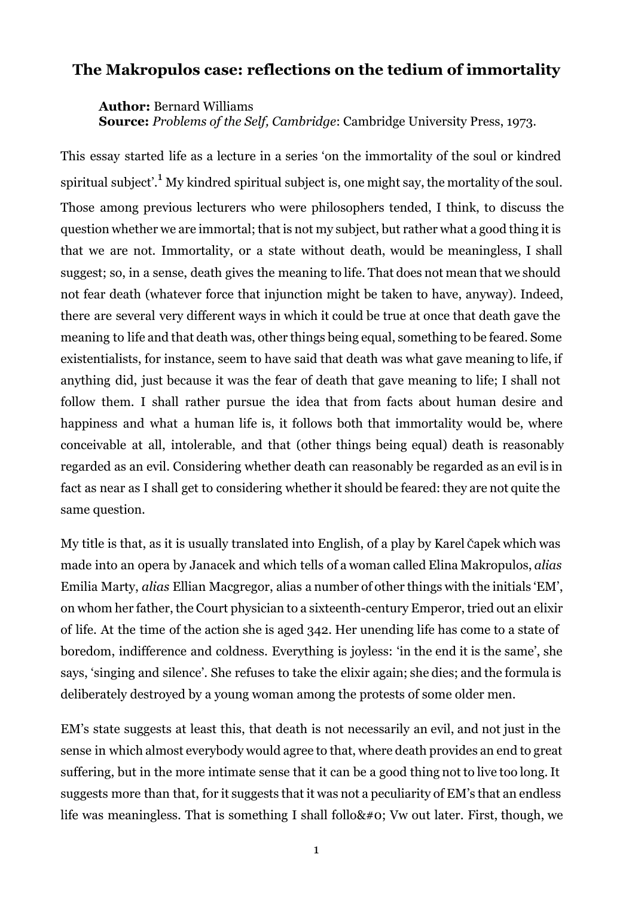# The Makropulos case: reflections on the tedium of immortality

**Author:** Bernard Williams
**Source:** *Problems of the Self, Cambridge*: Cambridge University Press, 1973.

This essay started life as a lecture in a series 'on the immortality of the soul or kindred spiritual subject'.[1] My kindred spiritual subject is, one might say, the mortality of the soul. Those among previous lecturers who were philosophers tended, I think, to discuss the question whether we are immortal; that is not my subject, but rather what a good thing it is that we are not. Immortality, or a state without death, would be meaningless, I shall suggest; so, in a sense, death gives the meaning to life. That does not mean that we should not fear death (whatever force that injunction might be taken to have, anyway). Indeed, there are several very different ways in which it could be true at once that death gave the meaning to life and that death was, other things being equal, something to be feared. Some existentialists, for instance, seem to have said that death was what gave meaning to life, if anything did, just because it was the fear of death that gave meaning to life; I shall not follow them. I shall rather pursue the idea that from facts about human desire and happiness and what a human life is, it follows both that immortality would be, where conceivable at all, intolerable, and that (other things being equal) death is reasonably regarded as an evil. Considering whether death can reasonably be regarded as an evil is in fact as near as I shall get to considering whether it should be feared: they are not quite the same question.

My title is that, as it is usually translated into English, of a play by Karel Čapek which was made into an opera by Janacek and which tells of a woman called Elina Makropulos, *alias* Emilia Marty, *alias* Ellian Macgregor, alias a number of other things with the initials 'EM', on whom her father, the Court physician to a sixteenth-century Emperor, tried out an elixir of life. At the time of the action she is aged 342. Her unending life has come to a state of boredom, indifference and coldness. Everything is joyless: 'in the end it is the same', she says, 'singing and silence'. She refuses to take the elixir again; she dies; and the formula is deliberately destroyed by a young woman among the protests of some older men.

EM's state suggests at least this, that death is not necessarily an evil, and not just in the sense in which almost everybody would agree to that, where death provides an end to great suffering, but in the more intimate sense that it can be a good thing not to live too long. It suggests more than that, for it suggests that it was not a peculiarity of EM's that an endless life was meaningless. That is something I shall follo&#0; Vw out later. First, though, we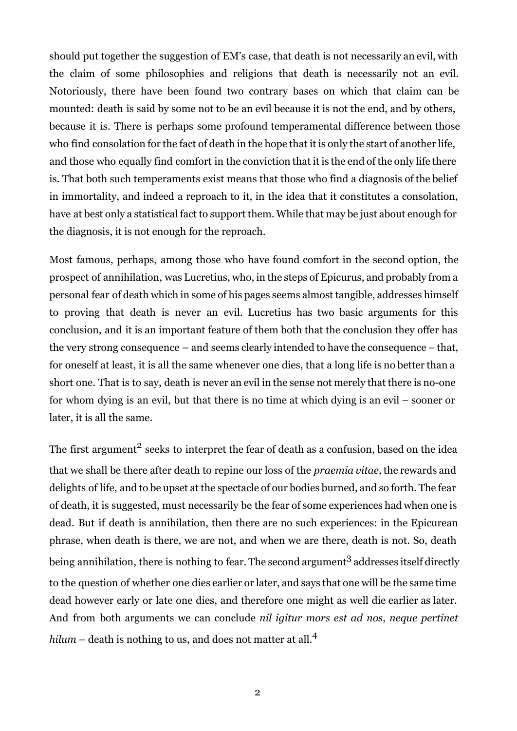should put together the suggestion of EM's case, that death is not necessarily an evil, with the claim of some philosophies and religions that death is necessarily not an evil. Notoriously, there have been found two contrary bases on which that claim can be mounted: death is said by some not to be an evil because it is not the end, and by others, because it is. There is perhaps some profound temperamental difference between those who find consolation for the fact of death in the hope that it is only the start of another life, and those who equally find comfort in the conviction that it is the end of the only life there is. That both such temperaments exist means that those who find a diagnosis of the belief in immortality, and indeed a reproach to it, in the idea that it constitutes a consolation, have at best only a statistical fact to support them. While that may be just about enough for the diagnosis, it is not enough for the reproach.

Most famous, perhaps, among those who have found comfort in the second option, the prospect of annihilation, was Lucretius, who, in the steps of Epicurus, and probably from a personal fear of death which in some of his pages seems almost tangible, addresses himself to proving that death is never an evil. Lucretius has two basic arguments for this conclusion, and it is an important feature of them both that the conclusion they offer has the very strong consequence – and seems clearly intended to have the consequence – that, for oneself at least, it is all the same whenever one dies, that a long life is no better than a short one. That is to say, death is never an evil in the sense not merely that there is no-one for whom dying is an evil, but that there is no time at which dying is an evil – sooner or later, it is all the same.

The first argument[2] seeks to interpret the fear of death as a confusion, based on the idea that we shall be there after death to repine our loss of the *praemia vitae,* the rewards and delights of life, and to be upset at the spectacle of our bodies burned, and so forth. The fear of death, it is suggested, must necessarily be the fear of some experiences had when one is dead. But if death is annihilation, then there are no such experiences: in the Epicurean phrase, when death is there, we are not, and when we are there, death is not. So, death being annihilation, there is nothing to fear. The second argument[3] addresses itself directly to the question of whether one dies earlier or later, and says that one will be the same time dead however early or late one dies, and therefore one might as well die earlier as later. And from both arguments we can conclude *nil igitur mors est ad nos*, *neque pertinet hilum* – death is nothing to us, and does not matter at all.[4]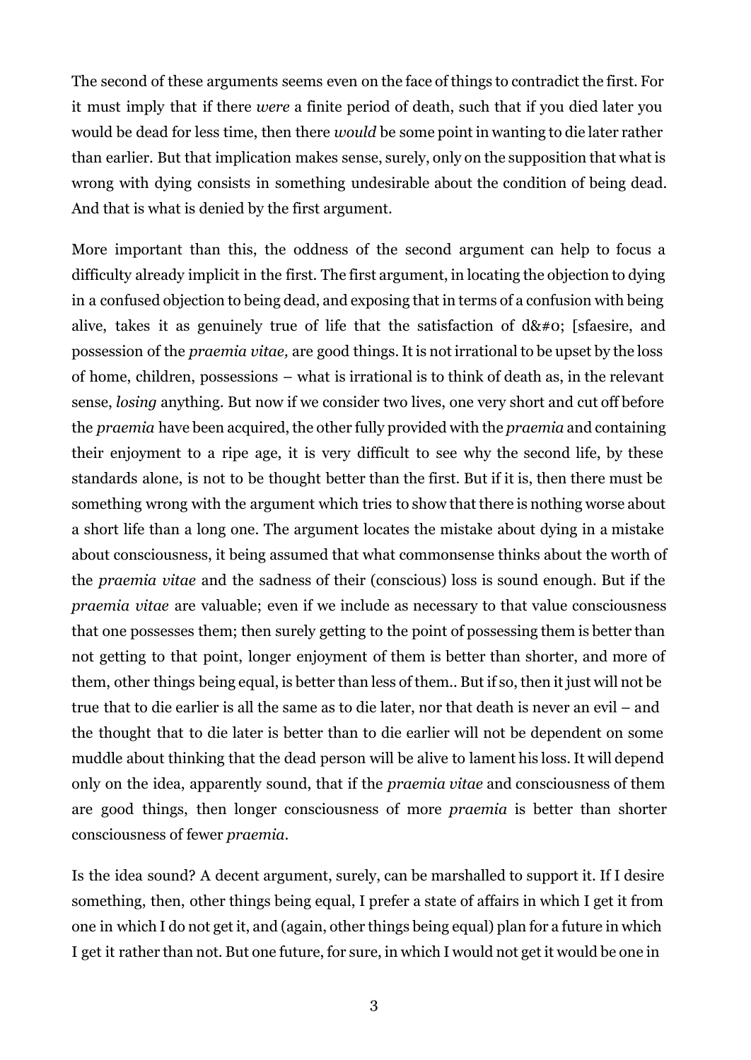The second of these arguments seems even on the face of things to contradict the first. For it must imply that if there *were* a finite period of death, such that if you died later you would be dead for less time, then there *would* be some point in wanting to die later rather than earlier. But that implication makes sense, surely, only on the supposition that what is wrong with dying consists in something undesirable about the condition of being dead. And that is what is denied by the first argument.

More important than this, the oddness of the second argument can help to focus a difficulty already implicit in the first. The first argument, in locating the objection to dying in a confused objection to being dead, and exposing that in terms of a confusion with being alive, takes it as genuinely true of life that the satisfaction of d&#0; [sfaesire, and possession of the *praemia vitae,* are good things. It is not irrational to be upset by the loss of home, children, possessions – what is irrational is to think of death as, in the relevant sense, *losing* anything. But now if we consider two lives, one very short and cut off before the *praemia* have been acquired, the other fully provided with the *praemia* and containing their enjoyment to a ripe age, it is very difficult to see why the second life, by these standards alone, is not to be thought better than the first. But if it is, then there must be something wrong with the argument which tries to show that there is nothing worse about a short life than a long one. The argument locates the mistake about dying in a mistake about consciousness, it being assumed that what commonsense thinks about the worth of the *praemia vitae* and the sadness of their (conscious) loss is sound enough. But if the *praemia vitae* are valuable; even if we include as necessary to that value consciousness that one possesses them; then surely getting to the point of possessing them is better than not getting to that point, longer enjoyment of them is better than shorter, and more of them, other things being equal, is better than less of them.. But if so, then it just will not be true that to die earlier is all the same as to die later, nor that death is never an evil – and the thought that to die later is better than to die earlier will not be dependent on some muddle about thinking that the dead person will be alive to lament his loss. It will depend only on the idea, apparently sound, that if the *praemia vitae* and consciousness of them are good things, then longer consciousness of more *praemia* is better than shorter consciousness of fewer *praemia*.

Is the idea sound? A decent argument, surely, can be marshalled to support it. If I desire something, then, other things being equal, I prefer a state of affairs in which I get it from one in which I do not get it, and (again, other things being equal) plan for a future in which I get it rather than not. But one future, for sure, in which I would not get it would be one in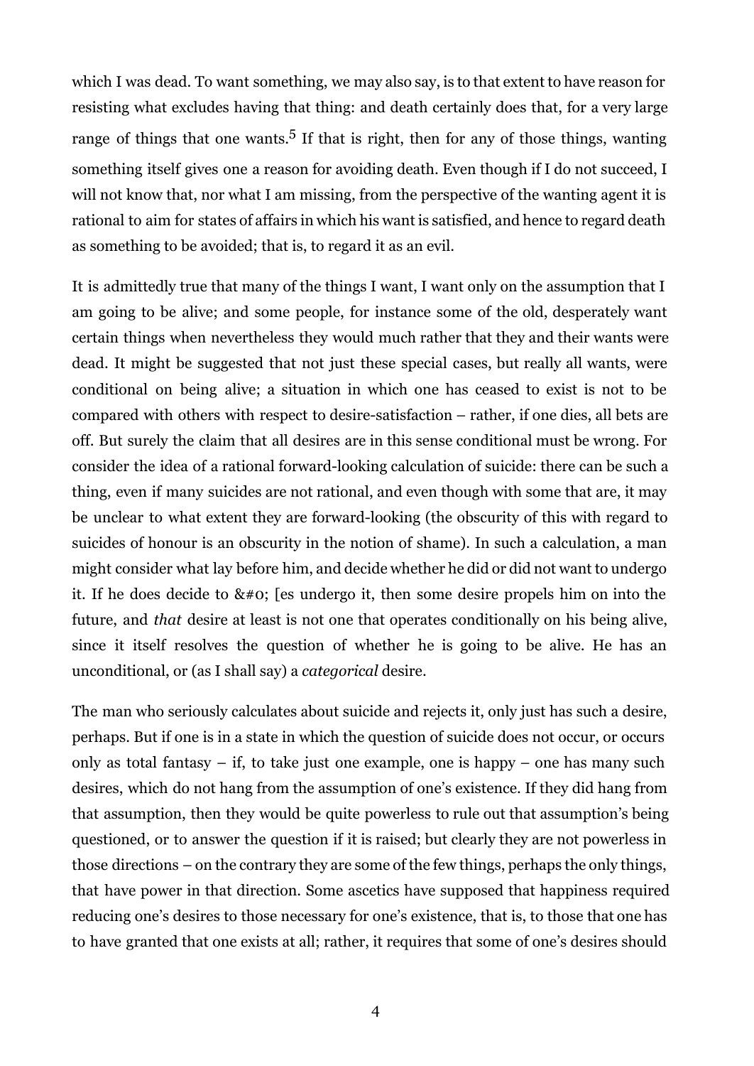which I was dead. To want something, we may also say, is to that extent to have reason for resisting what excludes having that thing: and death certainly does that, for a very large range of things that one wants.[5] If that is right, then for any of those things, wanting something itself gives one a reason for avoiding death. Even though if I do not succeed, I will not know that, nor what I am missing, from the perspective of the wanting agent it is rational to aim for states of affairs in which his want is satisfied, and hence to regard death as something to be avoided; that is, to regard it as an evil.

It is admittedly true that many of the things I want, I want only on the assumption that I am going to be alive; and some people, for instance some of the old, desperately want certain things when nevertheless they would much rather that they and their wants were dead. It might be suggested that not just these special cases, but really all wants, were conditional on being alive; a situation in which one has ceased to exist is not to be compared with others with respect to desire-satisfaction – rather, if one dies, all bets are off. But surely the claim that all desires are in this sense conditional must be wrong. For consider the idea of a rational forward-looking calculation of suicide: there can be such a thing, even if many suicides are not rational, and even though with some that are, it may be unclear to what extent they are forward-looking (the obscurity of this with regard to suicides of honour is an obscurity in the notion of shame). In such a calculation, a man might consider what lay before him, and decide whether he did or did not want to undergo it. If he does decide to &#0; [es undergo it, then some desire propels him on into the future, and *that* desire at least is not one that operates conditionally on his being alive, since it itself resolves the question of whether he is going to be alive. He has an unconditional, or (as I shall say) a *categorical* desire.

The man who seriously calculates about suicide and rejects it, only just has such a desire, perhaps. But if one is in a state in which the question of suicide does not occur, or occurs only as total fantasy – if, to take just one example, one is happy – one has many such desires, which do not hang from the assumption of one's existence. If they did hang from that assumption, then they would be quite powerless to rule out that assumption's being questioned, or to answer the question if it is raised; but clearly they are not powerless in those directions – on the contrary they are some of the few things, perhaps the only things, that have power in that direction. Some ascetics have supposed that happiness required reducing one's desires to those necessary for one's existence, that is, to those that one has to have granted that one exists at all; rather, it requires that some of one's desires should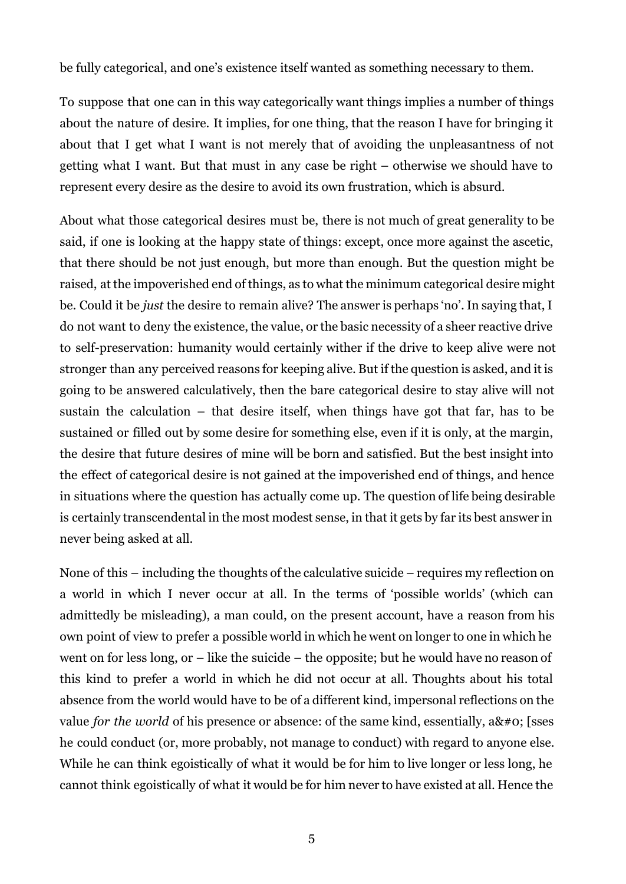be fully categorical, and one's existence itself wanted as something necessary to them.

To suppose that one can in this way categorically want things implies a number of things about the nature of desire. It implies, for one thing, that the reason I have for bringing it about that I get what I want is not merely that of avoiding the unpleasantness of not getting what I want. But that must in any case be right – otherwise we should have to represent every desire as the desire to avoid its own frustration, which is absurd.

About what those categorical desires must be, there is not much of great generality to be said, if one is looking at the happy state of things: except, once more against the ascetic, that there should be not just enough, but more than enough. But the question might be raised, at the impoverished end of things, as to what the minimum categorical desire might be. Could it be *just* the desire to remain alive? The answer is perhaps 'no'. In saying that, I do not want to deny the existence, the value, or the basic necessity of a sheer reactive drive to self-preservation: humanity would certainly wither if the drive to keep alive were not stronger than any perceived reasons for keeping alive. But if the question is asked, and it is going to be answered calculatively, then the bare categorical desire to stay alive will not sustain the calculation – that desire itself, when things have got that far, has to be sustained or filled out by some desire for something else, even if it is only, at the margin, the desire that future desires of mine will be born and satisfied. But the best insight into the effect of categorical desire is not gained at the impoverished end of things, and hence in situations where the question has actually come up. The question of life being desirable is certainly transcendental in the most modest sense, in that it gets by far its best answer in never being asked at all.

None of this – including the thoughts of the calculative suicide – requires my reflection on a world in which I never occur at all. In the terms of 'possible worlds' (which can admittedly be misleading), a man could, on the present account, have a reason from his own point of view to prefer a possible world in which he went on longer to one in which he went on for less long, or – like the suicide – the opposite; but he would have no reason of this kind to prefer a world in which he did not occur at all. Thoughts about his total absence from the world would have to be of a different kind, impersonal reflections on the value *for the world* of his presence or absence: of the same kind, essentially, a&#0; [sses he could conduct (or, more probably, not manage to conduct) with regard to anyone else. While he can think egoistically of what it would be for him to live longer or less long, he cannot think egoistically of what it would be for him never to have existed at all. Hence the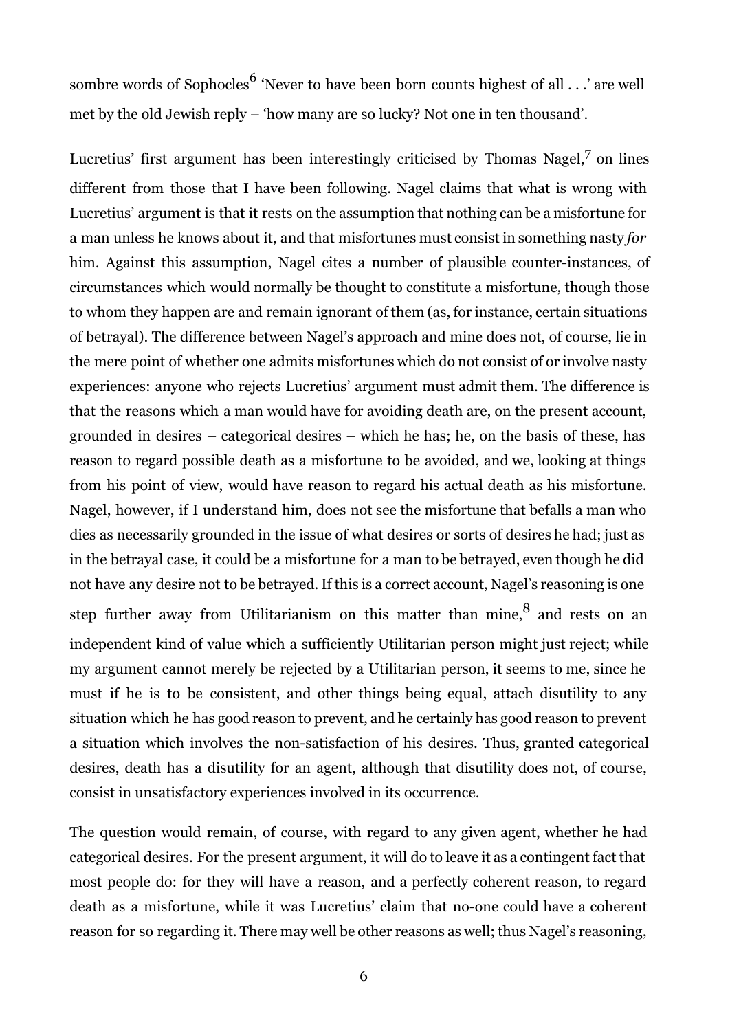sombre words of Sophocles[6] 'Never to have been born counts highest of all . . .' are well met by the old Jewish reply – 'how many are so lucky? Not one in ten thousand'.

Lucretius' first argument has been interestingly criticised by Thomas Nagel,[7] on lines different from those that I have been following. Nagel claims that what is wrong with Lucretius' argument is that it rests on the assumption that nothing can be a misfortune for a man unless he knows about it, and that misfortunes must consist in something nasty *for* him. Against this assumption, Nagel cites a number of plausible counter-instances, of circumstances which would normally be thought to constitute a misfortune, though those to whom they happen are and remain ignorant of them (as, for instance, certain situations of betrayal). The difference between Nagel's approach and mine does not, of course, lie in the mere point of whether one admits misfortunes which do not consist of or involve nasty experiences: anyone who rejects Lucretius' argument must admit them. The difference is that the reasons which a man would have for avoiding death are, on the present account, grounded in desires – categorical desires – which he has; he, on the basis of these, has reason to regard possible death as a misfortune to be avoided, and we, looking at things from his point of view, would have reason to regard his actual death as his misfortune. Nagel, however, if I understand him, does not see the misfortune that befalls a man who dies as necessarily grounded in the issue of what desires or sorts of desires he had; just as in the betrayal case, it could be a misfortune for a man to be betrayed, even though he did not have any desire not to be betrayed. If this is a correct account, Nagel's reasoning is one step further away from Utilitarianism on this matter than mine,[8] and rests on an independent kind of value which a sufficiently Utilitarian person might just reject; while my argument cannot merely be rejected by a Utilitarian person, it seems to me, since he must if he is to be consistent, and other things being equal, attach disutility to any situation which he has good reason to prevent, and he certainly has good reason to prevent a situation which involves the non-satisfaction of his desires. Thus, granted categorical desires, death has a disutility for an agent, although that disutility does not, of course, consist in unsatisfactory experiences involved in its occurrence.

The question would remain, of course, with regard to any given agent, whether he had categorical desires. For the present argument, it will do to leave it as a contingent fact that most people do: for they will have a reason, and a perfectly coherent reason, to regard death as a misfortune, while it was Lucretius' claim that no-one could have a coherent reason for so regarding it. There may well be other reasons as well; thus Nagel's reasoning,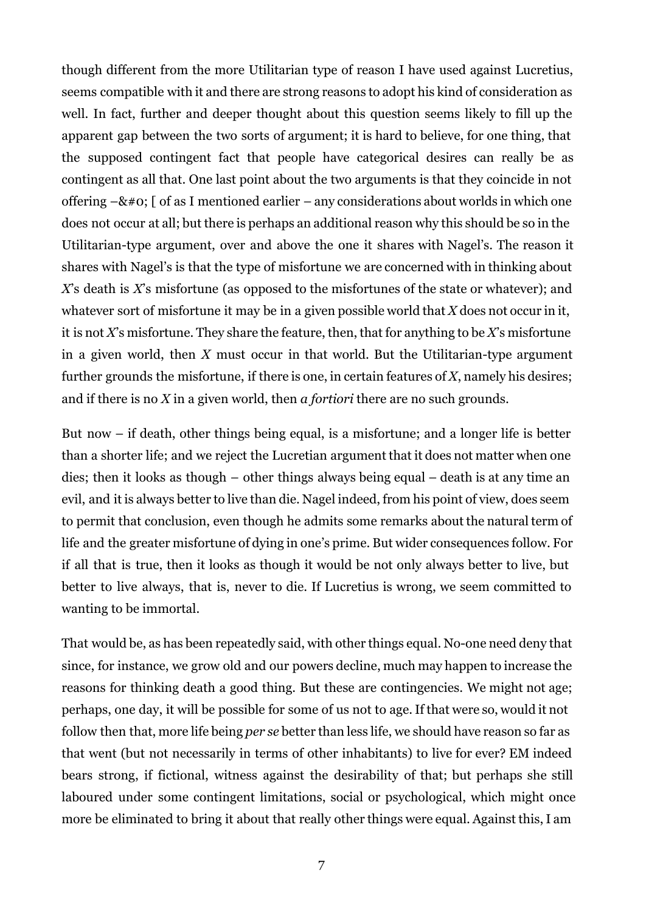though different from the more Utilitarian type of reason I have used against Lucretius, seems compatible with it and there are strong reasons to adopt his kind of consideration as well. In fact, further and deeper thought about this question seems likely to fill up the apparent gap between the two sorts of argument; it is hard to believe, for one thing, that the supposed contingent fact that people have categorical desires can really be as contingent as all that. One last point about the two arguments is that they coincide in not offering –&#0; [ of as I mentioned earlier – any considerations about worlds in which one does not occur at all; but there is perhaps an additional reason why this should be so in the Utilitarian-type argument, over and above the one it shares with Nagel's. The reason it shares with Nagel's is that the type of misfortune we are concerned with in thinking about *X*'s death is *X*'s misfortune (as opposed to the misfortunes of the state or whatever); and whatever sort of misfortune it may be in a given possible world that *X* does not occur in it, it is not *X*'s misfortune. They share the feature, then, that for anything to be *X*'s misfortune in a given world, then *X* must occur in that world. But the Utilitarian-type argument further grounds the misfortune, if there is one, in certain features of *X*, namely his desires; and if there is no *X* in a given world, then *a fortiori* there are no such grounds.

But now – if death, other things being equal, is a misfortune; and a longer life is better than a shorter life; and we reject the Lucretian argument that it does not matter when one dies; then it looks as though – other things always being equal – death is at any time an evil, and it is always better to live than die. Nagel indeed, from his point of view, does seem to permit that conclusion, even though he admits some remarks about the natural term of life and the greater misfortune of dying in one's prime. But wider consequences follow. For if all that is true, then it looks as though it would be not only always better to live, but better to live always, that is, never to die. If Lucretius is wrong, we seem committed to wanting to be immortal.

That would be, as has been repeatedly said, with other things equal. No-one need deny that since, for instance, we grow old and our powers decline, much may happen to increase the reasons for thinking death a good thing. But these are contingencies. We might not age; perhaps, one day, it will be possible for some of us not to age. If that were so, would it not follow then that, more life being *per se* better than less life, we should have reason so far as that went (but not necessarily in terms of other inhabitants) to live for ever? EM indeed bears strong, if fictional, witness against the desirability of that; but perhaps she still laboured under some contingent limitations, social or psychological, which might once more be eliminated to bring it about that really other things were equal. Against this, I am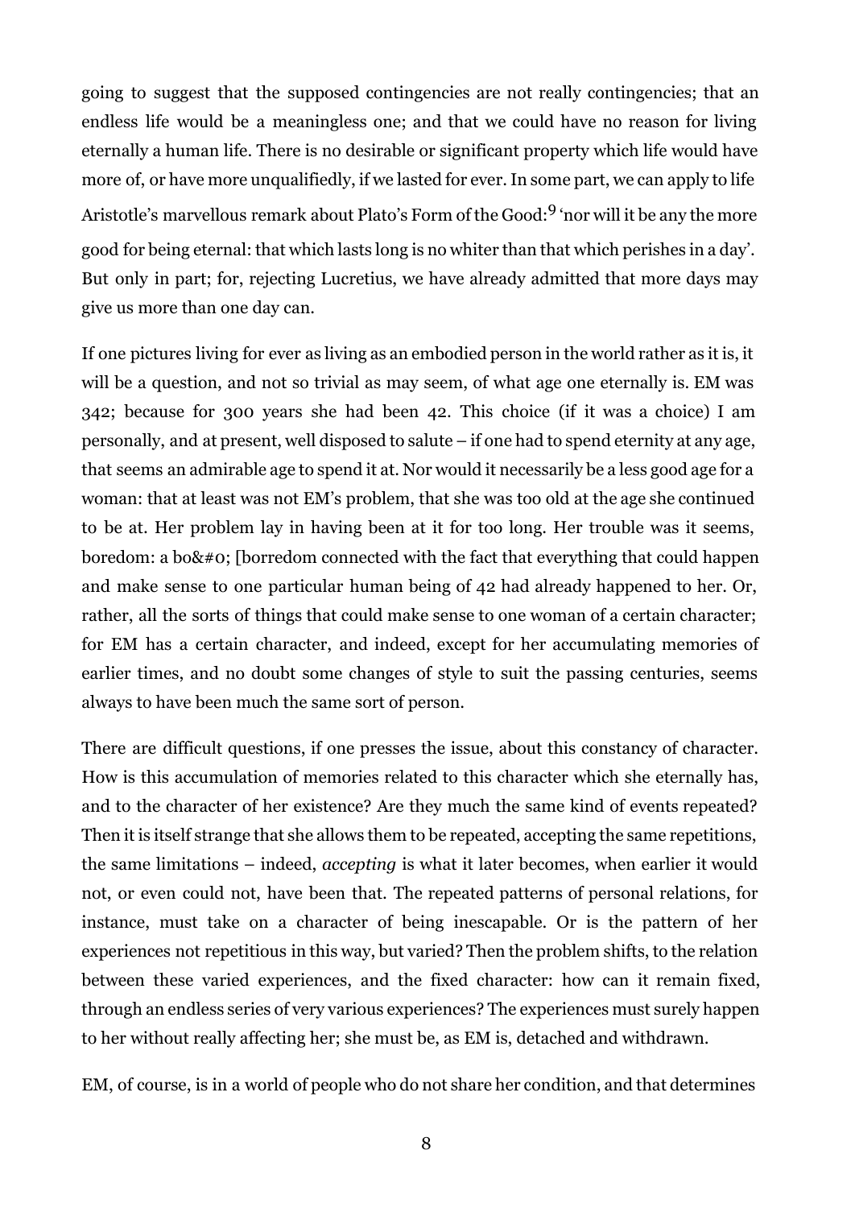going to suggest that the supposed contingencies are not really contingencies; that an endless life would be a meaningless one; and that we could have no reason for living eternally a human life. There is no desirable or significant property which life would have more of, or have more unqualifiedly, if we lasted for ever. In some part, we can apply to life Aristotle's marvellous remark about Plato's Form of the Good:[9] 'nor will it be any the more good for being eternal: that which lasts long is no whiter than that which perishes in a day'. But only in part; for, rejecting Lucretius, we have already admitted that more days may give us more than one day can.

If one pictures living for ever as living as an embodied person in the world rather as it is, it will be a question, and not so trivial as may seem, of what age one eternally is. EM was 342; because for 300 years she had been 42. This choice (if it was a choice) I am personally, and at present, well disposed to salute – if one had to spend eternity at any age, that seems an admirable age to spend it at. Nor would it necessarily be a less good age for a woman: that at least was not EM's problem, that she was too old at the age she continued to be at. Her problem lay in having been at it for too long. Her trouble was it seems, boredom: a bo&#0; [borredom connected with the fact that everything that could happen and make sense to one particular human being of 42 had already happened to her. Or, rather, all the sorts of things that could make sense to one woman of a certain character; for EM has a certain character, and indeed, except for her accumulating memories of earlier times, and no doubt some changes of style to suit the passing centuries, seems always to have been much the same sort of person.

There are difficult questions, if one presses the issue, about this constancy of character. How is this accumulation of memories related to this character which she eternally has, and to the character of her existence? Are they much the same kind of events repeated? Then it is itself strange that she allows them to be repeated, accepting the same repetitions, the same limitations – indeed, *accepting* is what it later becomes, when earlier it would not, or even could not, have been that. The repeated patterns of personal relations, for instance, must take on a character of being inescapable. Or is the pattern of her experiences not repetitious in this way, but varied? Then the problem shifts, to the relation between these varied experiences, and the fixed character: how can it remain fixed, through an endless series of very various experiences? The experiences must surely happen to her without really affecting her; she must be, as EM is, detached and withdrawn.

EM, of course, is in a world of people who do not share her condition, and that determines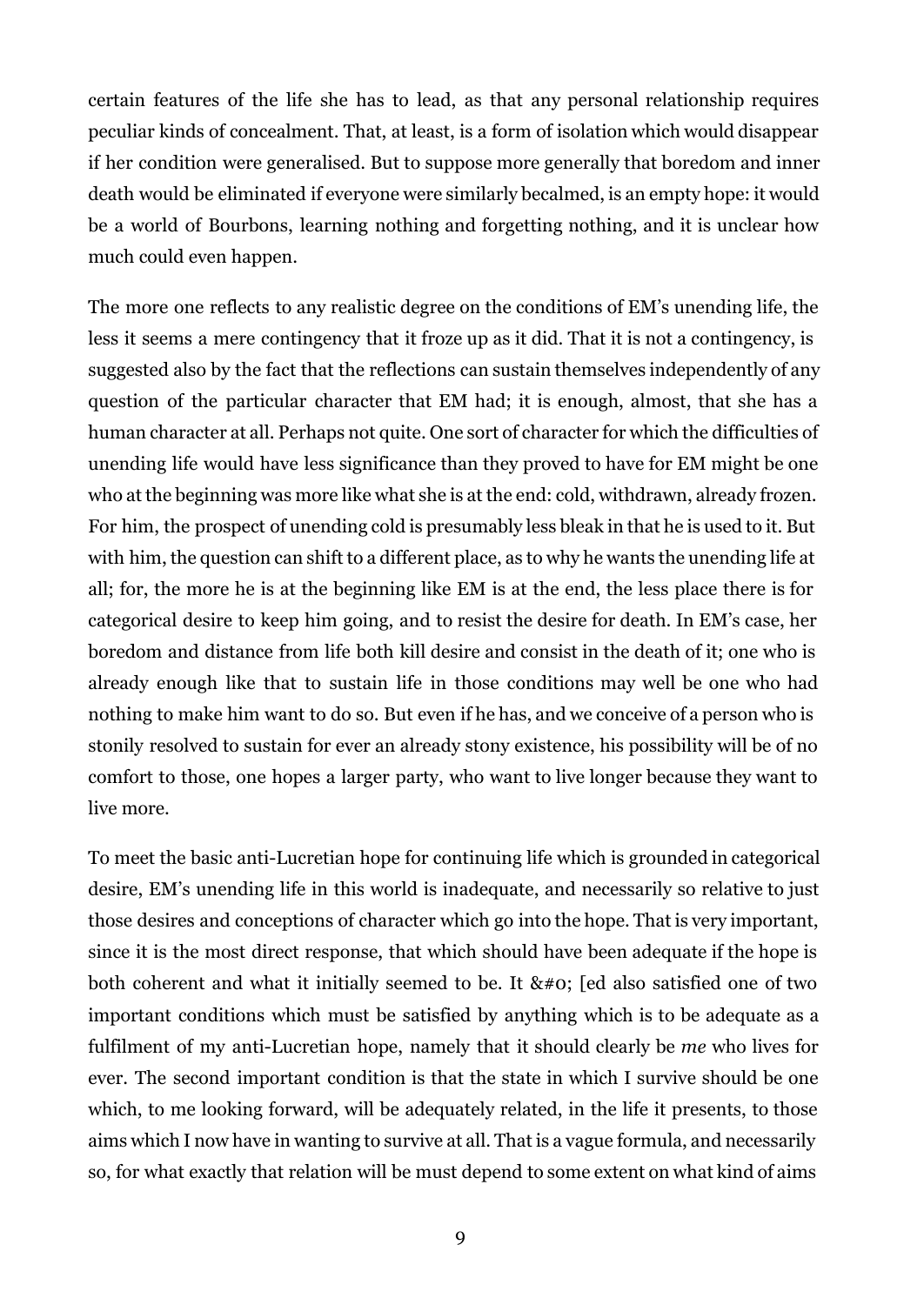certain features of the life she has to lead, as that any personal relationship requires peculiar kinds of concealment. That, at least, is a form of isolation which would disappear if her condition were generalised. But to suppose more generally that boredom and inner death would be eliminated if everyone were similarly becalmed, is an empty hope: it would be a world of Bourbons, learning nothing and forgetting nothing, and it is unclear how much could even happen.

The more one reflects to any realistic degree on the conditions of EM's unending life, the less it seems a mere contingency that it froze up as it did. That it is not a contingency, is suggested also by the fact that the reflections can sustain themselves independently of any question of the particular character that EM had; it is enough, almost, that she has a human character at all. Perhaps not quite. One sort of character for which the difficulties of unending life would have less significance than they proved to have for EM might be one who at the beginning was more like what she is at the end: cold, withdrawn, already frozen. For him, the prospect of unending cold is presumably less bleak in that he is used to it. But with him, the question can shift to a different place, as to why he wants the unending life at all; for, the more he is at the beginning like EM is at the end, the less place there is for categorical desire to keep him going, and to resist the desire for death. In EM's case, her boredom and distance from life both kill desire and consist in the death of it; one who is already enough like that to sustain life in those conditions may well be one who had nothing to make him want to do so. But even if he has, and we conceive of a person who is stonily resolved to sustain for ever an already stony existence, his possibility will be of no comfort to those, one hopes a larger party, who want to live longer because they want to live more.

To meet the basic anti-Lucretian hope for continuing life which is grounded in categorical desire, EM's unending life in this world is inadequate, and necessarily so relative to just those desires and conceptions of character which go into the hope. That is very important, since it is the most direct response, that which should have been adequate if the hope is both coherent and what it initially seemed to be. It &#0; [ed also satisfied one of two important conditions which must be satisfied by anything which is to be adequate as a fulfilment of my anti-Lucretian hope, namely that it should clearly be *me* who lives for ever. The second important condition is that the state in which I survive should be one which, to me looking forward, will be adequately related, in the life it presents, to those aims which I now have in wanting to survive at all. That is a vague formula, and necessarily so, for what exactly that relation will be must depend to some extent on what kind of aims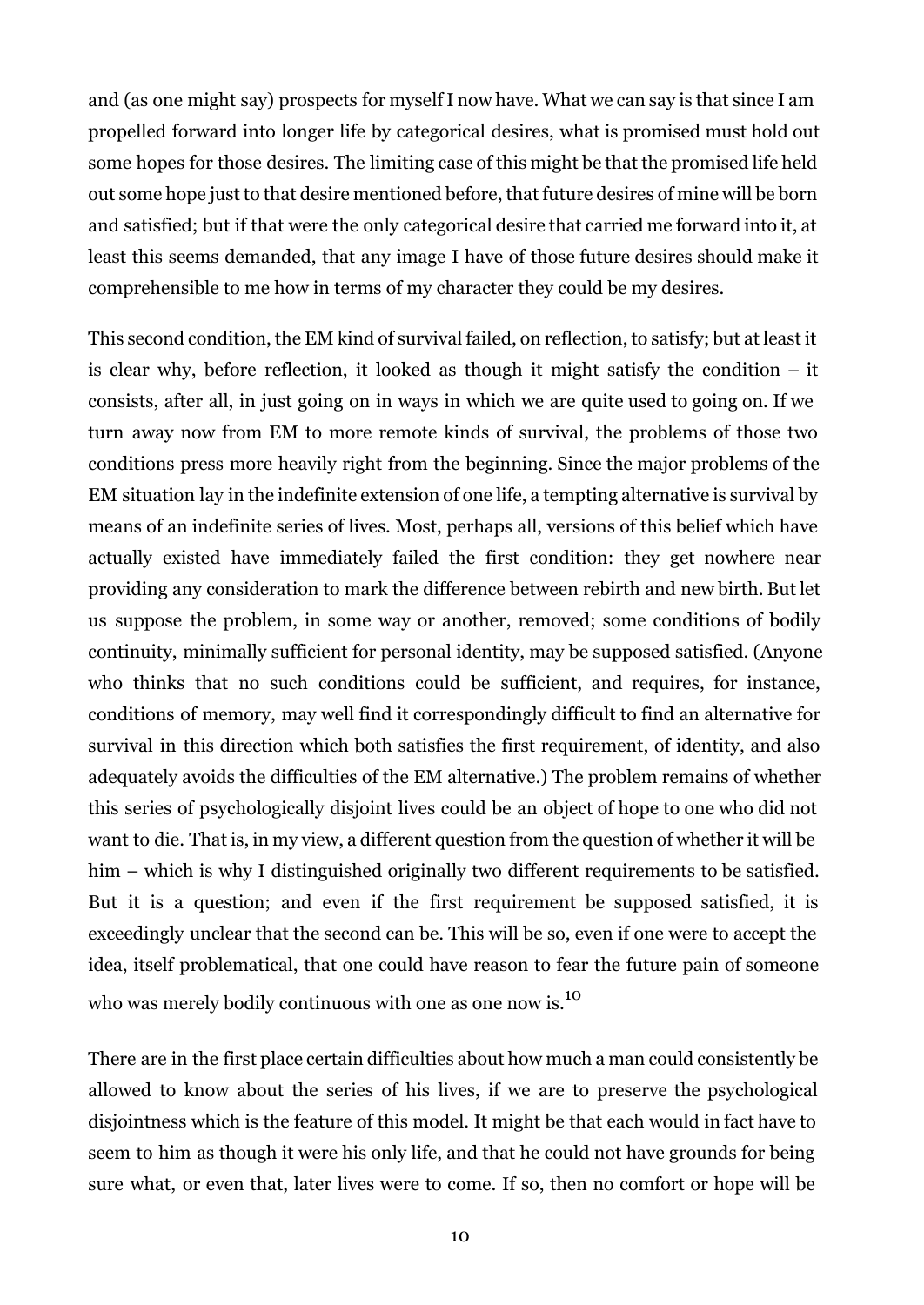and (as one might say) prospects for myself I now have. What we can say is that since I am propelled forward into longer life by categorical desires, what is promised must hold out some hopes for those desires. The limiting case of this might be that the promised life held out some hope just to that desire mentioned before, that future desires of mine will be born and satisfied; but if that were the only categorical desire that carried me forward into it, at least this seems demanded, that any image I have of those future desires should make it comprehensible to me how in terms of my character they could be my desires.

This second condition, the EM kind of survival failed, on reflection, to satisfy; but at least it is clear why, before reflection, it looked as though it might satisfy the condition – it consists, after all, in just going on in ways in which we are quite used to going on. If we turn away now from EM to more remote kinds of survival, the problems of those two conditions press more heavily right from the beginning. Since the major problems of the EM situation lay in the indefinite extension of one life, a tempting alternative is survival by means of an indefinite series of lives. Most, perhaps all, versions of this belief which have actually existed have immediately failed the first condition: they get nowhere near providing any consideration to mark the difference between rebirth and new birth. But let us suppose the problem, in some way or another, removed; some conditions of bodily continuity, minimally sufficient for personal identity, may be supposed satisfied. (Anyone who thinks that no such conditions could be sufficient, and requires, for instance, conditions of memory, may well find it correspondingly difficult to find an alternative for survival in this direction which both satisfies the first requirement, of identity, and also adequately avoids the difficulties of the EM alternative.) The problem remains of whether this series of psychologically disjoint lives could be an object of hope to one who did not want to die. That is, in my view, a different question from the question of whether it will be him – which is why I distinguished originally two different requirements to be satisfied. But it is a question; and even if the first requirement be supposed satisfied, it is exceedingly unclear that the second can be. This will be so, even if one were to accept the idea, itself problematical, that one could have reason to fear the future pain of someone who was merely bodily continuous with one as one now is.[10]

There are in the first place certain difficulties about how much a man could consistently be allowed to know about the series of his lives, if we are to preserve the psychological disjointness which is the feature of this model. It might be that each would in fact have to seem to him as though it were his only life, and that he could not have grounds for being sure what, or even that, later lives were to come. If so, then no comfort or hope will be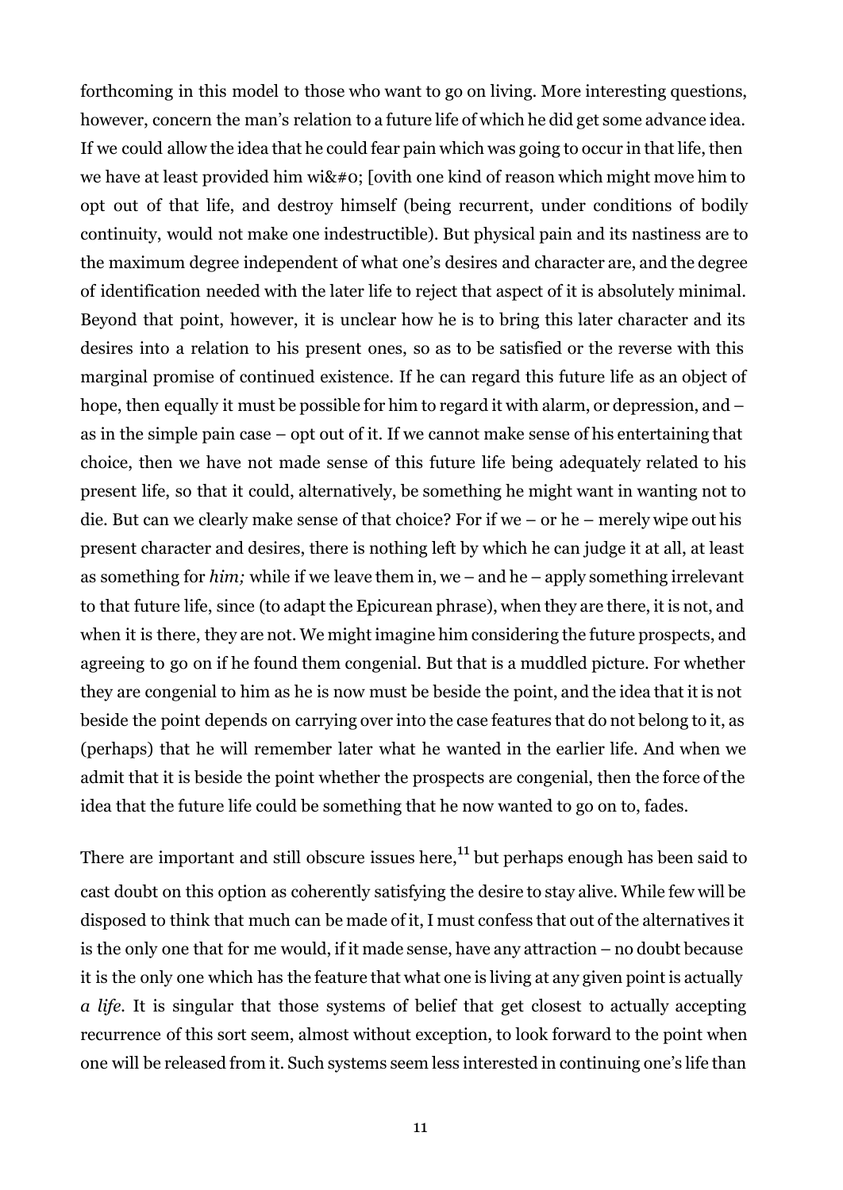forthcoming in this model to those who want to go on living. More interesting questions, however, concern the man's relation to a future life of which he did get some advance idea. If we could allow the idea that he could fear pain which was going to occur in that life, then we have at least provided him wi&#0; [ovith one kind of reason which might move him to opt out of that life, and destroy himself (being recurrent, under conditions of bodily continuity, would not make one indestructible). But physical pain and its nastiness are to the maximum degree independent of what one's desires and character are, and the degree of identification needed with the later life to reject that aspect of it is absolutely minimal. Beyond that point, however, it is unclear how he is to bring this later character and its desires into a relation to his present ones, so as to be satisfied or the reverse with this marginal promise of continued existence. If he can regard this future life as an object of hope, then equally it must be possible for him to regard it with alarm, or depression, and – as in the simple pain case – opt out of it. If we cannot make sense of his entertaining that choice, then we have not made sense of this future life being adequately related to his present life, so that it could, alternatively, be something he might want in wanting not to die. But can we clearly make sense of that choice? For if we – or he – merely wipe out his present character and desires, there is nothing left by which he can judge it at all, at least as something for *him;* while if we leave them in, we – and he – apply something irrelevant to that future life, since (to adapt the Epicurean phrase), when they are there, it is not, and when it is there, they are not. We might imagine him considering the future prospects, and agreeing to go on if he found them congenial. But that is a muddled picture. For whether they are congenial to him as he is now must be beside the point, and the idea that it is not beside the point depends on carrying over into the case features that do not belong to it, as (perhaps) that he will remember later what he wanted in the earlier life. And when we admit that it is beside the point whether the prospects are congenial, then the force of the idea that the future life could be something that he now wanted to go on to, fades.

There are important and still obscure issues here,[11] but perhaps enough has been said to cast doubt on this option as coherently satisfying the desire to stay alive. While few will be disposed to think that much can be made of it, I must confess that out of the alternatives it is the only one that for me would, if it made sense, have any attraction – no doubt because it is the only one which has the feature that what one is living at any given point is actually *a life*. It is singular that those systems of belief that get closest to actually accepting recurrence of this sort seem, almost without exception, to look forward to the point when one will be released from it. Such systems seem less interested in continuing one's life than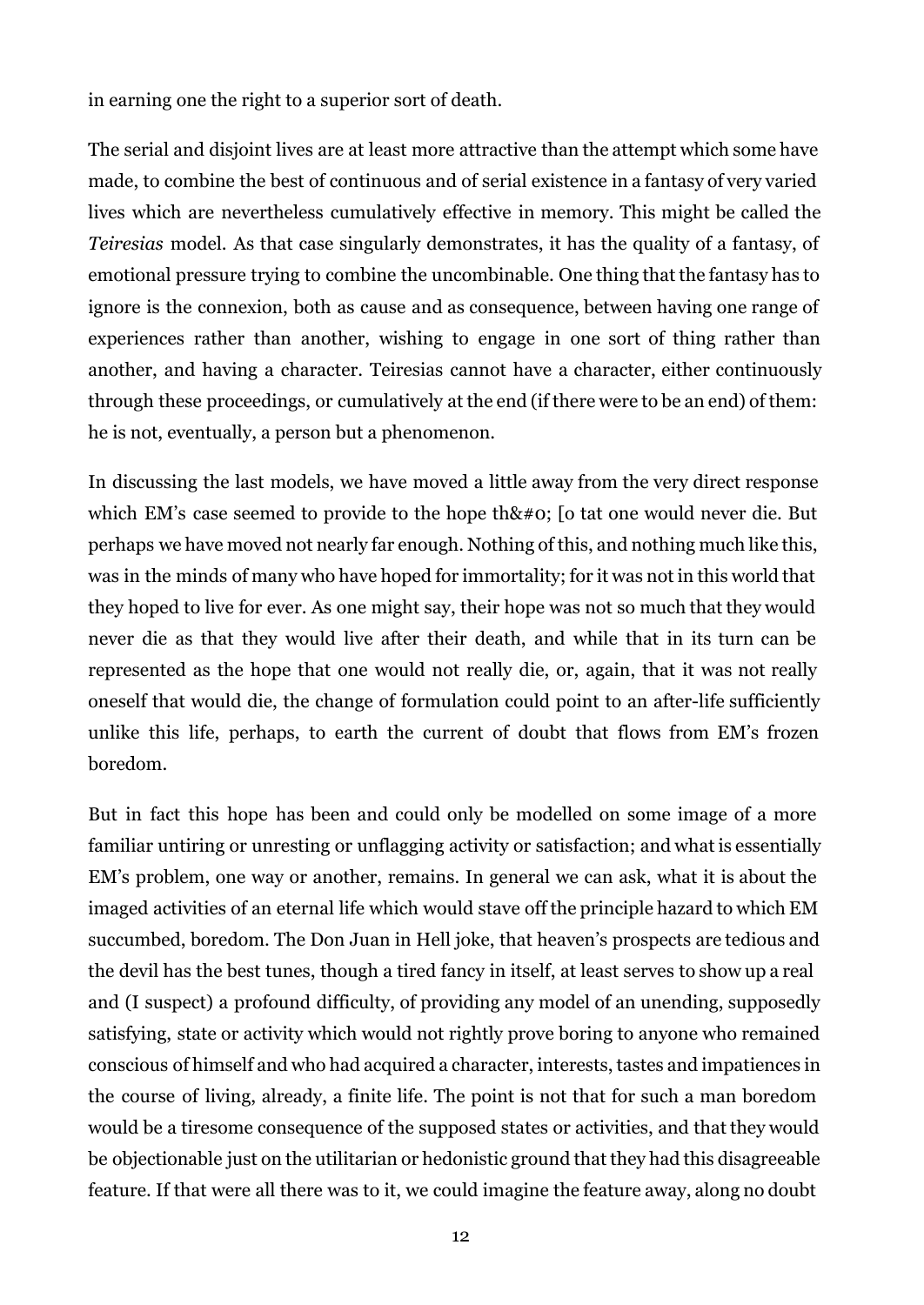in earning one the right to a superior sort of death.

The serial and disjoint lives are at least more attractive than the attempt which some have made, to combine the best of continuous and of serial existence in a fantasy of very varied lives which are nevertheless cumulatively effective in memory. This might be called the *Teiresias* model. As that case singularly demonstrates, it has the quality of a fantasy, of emotional pressure trying to combine the uncombinable. One thing that the fantasy has to ignore is the connexion, both as cause and as consequence, between having one range of experiences rather than another, wishing to engage in one sort of thing rather than another, and having a character. Teiresias cannot have a character, either continuously through these proceedings, or cumulatively at the end (if there were to be an end) of them: he is not, eventually, a person but a phenomenon.

In discussing the last models, we have moved a little away from the very direct response which EM's case seemed to provide to the hope th&#0; [o tat one would never die. But perhaps we have moved not nearly far enough. Nothing of this, and nothing much like this, was in the minds of many who have hoped for immortality; for it was not in this world that they hoped to live for ever. As one might say, their hope was not so much that they would never die as that they would live after their death, and while that in its turn can be represented as the hope that one would not really die, or, again, that it was not really oneself that would die, the change of formulation could point to an after-life sufficiently unlike this life, perhaps, to earth the current of doubt that flows from EM's frozen boredom.

But in fact this hope has been and could only be modelled on some image of a more familiar untiring or unresting or unflagging activity or satisfaction; and what is essentially EM's problem, one way or another, remains. In general we can ask, what it is about the imaged activities of an eternal life which would stave off the principle hazard to which EM succumbed, boredom. The Don Juan in Hell joke, that heaven's prospects are tedious and the devil has the best tunes, though a tired fancy in itself, at least serves to show up a real and (I suspect) a profound difficulty, of providing any model of an unending, supposedly satisfying, state or activity which would not rightly prove boring to anyone who remained conscious of himself and who had acquired a character, interests, tastes and impatiences in the course of living, already, a finite life. The point is not that for such a man boredom would be a tiresome consequence of the supposed states or activities, and that they would be objectionable just on the utilitarian or hedonistic ground that they had this disagreeable feature. If that were all there was to it, we could imagine the feature away, along no doubt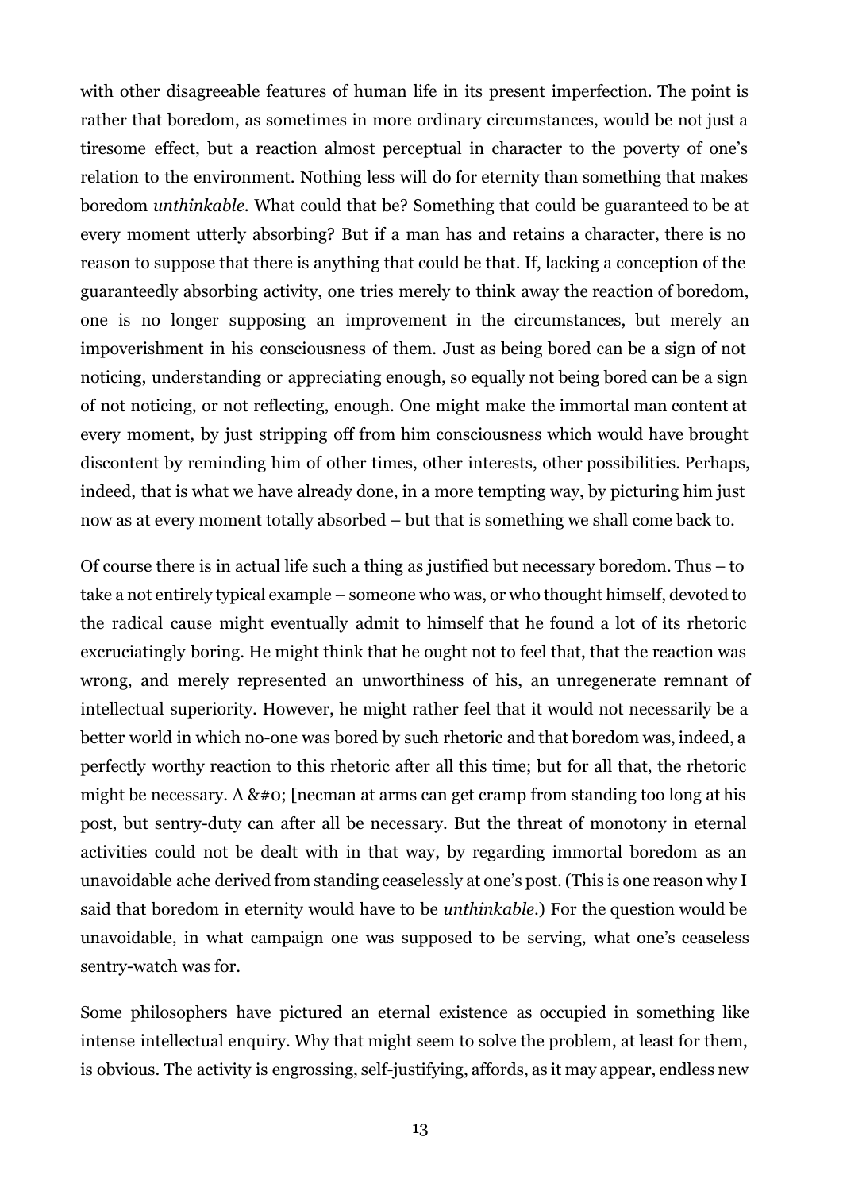with other disagreeable features of human life in its present imperfection. The point is rather that boredom, as sometimes in more ordinary circumstances, would be not just a tiresome effect, but a reaction almost perceptual in character to the poverty of one's relation to the environment. Nothing less will do for eternity than something that makes boredom *unthinkable*. What could that be? Something that could be guaranteed to be at every moment utterly absorbing? But if a man has and retains a character, there is no reason to suppose that there is anything that could be that. If, lacking a conception of the guaranteedly absorbing activity, one tries merely to think away the reaction of boredom, one is no longer supposing an improvement in the circumstances, but merely an impoverishment in his consciousness of them. Just as being bored can be a sign of not noticing, understanding or appreciating enough, so equally not being bored can be a sign of not noticing, or not reflecting, enough. One might make the immortal man content at every moment, by just stripping off from him consciousness which would have brought discontent by reminding him of other times, other interests, other possibilities. Perhaps, indeed, that is what we have already done, in a more tempting way, by picturing him just now as at every moment totally absorbed – but that is something we shall come back to.

Of course there is in actual life such a thing as justified but necessary boredom. Thus – to take a not entirely typical example – someone who was, or who thought himself, devoted to the radical cause might eventually admit to himself that he found a lot of its rhetoric excruciatingly boring. He might think that he ought not to feel that, that the reaction was wrong, and merely represented an unworthiness of his, an unregenerate remnant of intellectual superiority. However, he might rather feel that it would not necessarily be a better world in which no-one was bored by such rhetoric and that boredom was, indeed, a perfectly worthy reaction to this rhetoric after all this time; but for all that, the rhetoric might be necessary. A &#0; [necman at arms can get cramp from standing too long at his post, but sentry-duty can after all be necessary. But the threat of monotony in eternal activities could not be dealt with in that way, by regarding immortal boredom as an unavoidable ache derived from standing ceaselessly at one's post. (This is one reason why I said that boredom in eternity would have to be *unthinkable*.) For the question would be unavoidable, in what campaign one was supposed to be serving, what one's ceaseless sentry-watch was for.

Some philosophers have pictured an eternal existence as occupied in something like intense intellectual enquiry. Why that might seem to solve the problem, at least for them, is obvious. The activity is engrossing, self-justifying, affords, as it may appear, endless new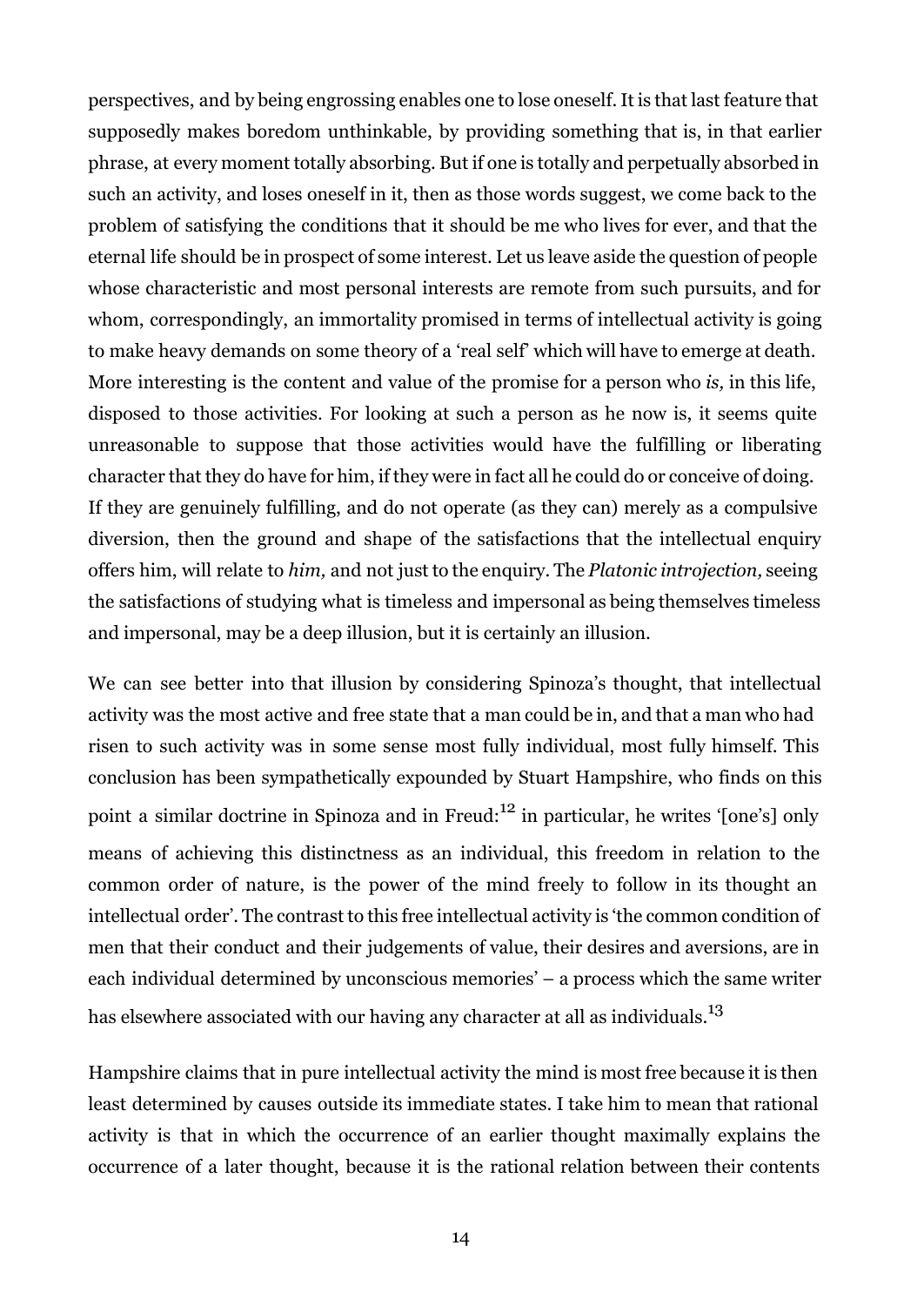perspectives, and by being engrossing enables one to lose oneself. It is that last feature that supposedly makes boredom unthinkable, by providing something that is, in that earlier phrase, at every moment totally absorbing. But if one is totally and perpetually absorbed in such an activity, and loses oneself in it, then as those words suggest, we come back to the problem of satisfying the conditions that it should be me who lives for ever, and that the eternal life should be in prospect of some interest. Let us leave aside the question of people whose characteristic and most personal interests are remote from such pursuits, and for whom, correspondingly, an immortality promised in terms of intellectual activity is going to make heavy demands on some theory of a 'real self' which will have to emerge at death. More interesting is the content and value of the promise for a person who *is,* in this life, disposed to those activities. For looking at such a person as he now is, it seems quite unreasonable to suppose that those activities would have the fulfilling or liberating character that they do have for him, if they were in fact all he could do or conceive of doing. If they are genuinely fulfilling, and do not operate (as they can) merely as a compulsive diversion, then the ground and shape of the satisfactions that the intellectual enquiry offers him, will relate to *him,* and not just to the enquiry. The *Platonic introjection,* seeing the satisfactions of studying what is timeless and impersonal as being themselves timeless and impersonal, may be a deep illusion, but it is certainly an illusion.

We can see better into that illusion by considering Spinoza's thought, that intellectual activity was the most active and free state that a man could be in, and that a man who had risen to such activity was in some sense most fully individual, most fully himself. This conclusion has been sympathetically expounded by Stuart Hampshire, who finds on this point a similar doctrine in Spinoza and in Freud:[12] in particular, he writes '[one's] only means of achieving this distinctness as an individual, this freedom in relation to the common order of nature, is the power of the mind freely to follow in its thought an intellectual order'. The contrast to this free intellectual activity is 'the common condition of men that their conduct and their judgements of value, their desires and aversions, are in each individual determined by unconscious memories' – a process which the same writer has elsewhere associated with our having any character at all as individuals.[13]

Hampshire claims that in pure intellectual activity the mind is most free because it is then least determined by causes outside its immediate states. I take him to mean that rational activity is that in which the occurrence of an earlier thought maximally explains the occurrence of a later thought, because it is the rational relation between their contents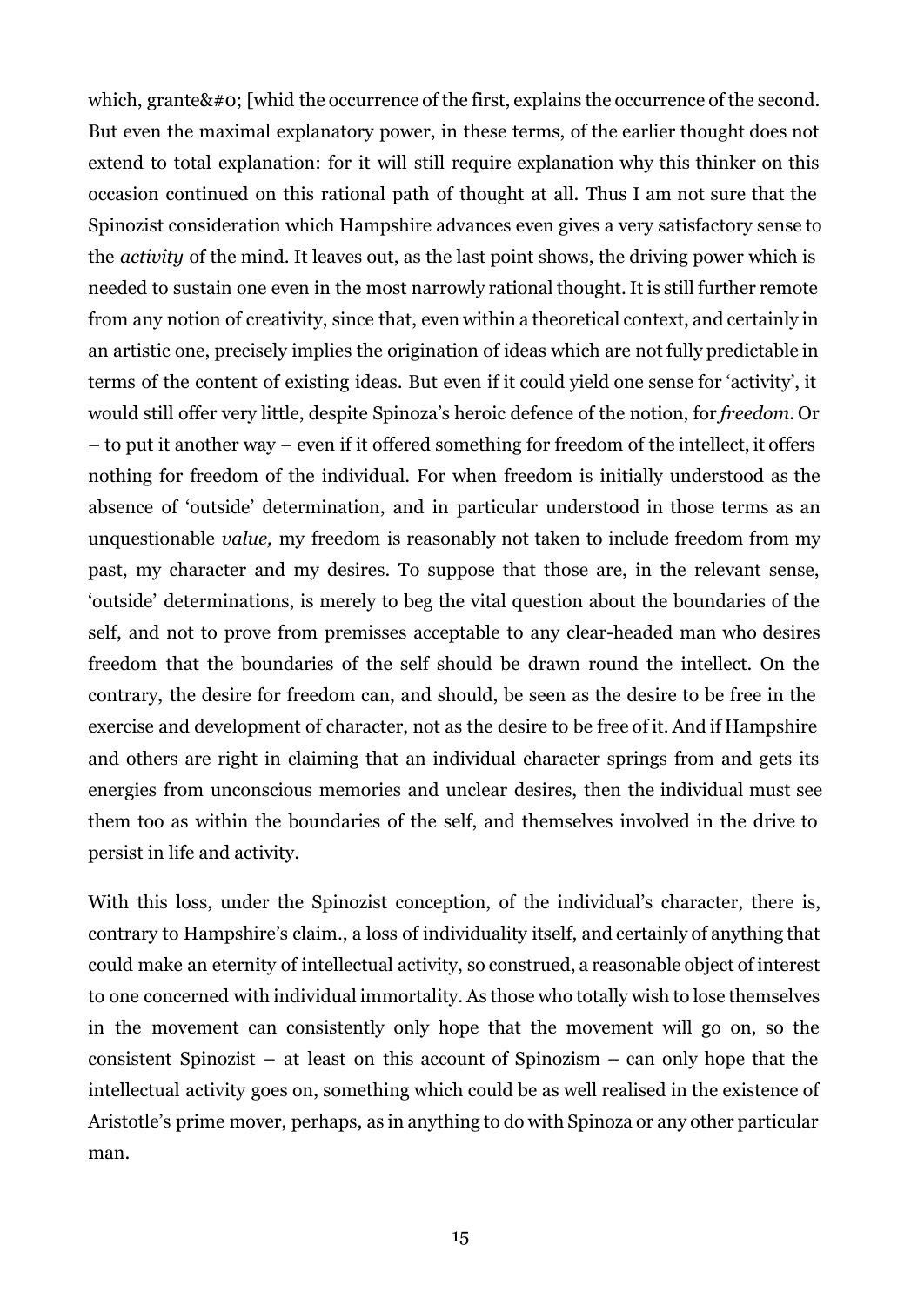which, grante&#0; [whid the occurrence of the first, explains the occurrence of the second. But even the maximal explanatory power, in these terms, of the earlier thought does not extend to total explanation: for it will still require explanation why this thinker on this occasion continued on this rational path of thought at all. Thus I am not sure that the Spinozist consideration which Hampshire advances even gives a very satisfactory sense to the *activity* of the mind. It leaves out, as the last point shows, the driving power which is needed to sustain one even in the most narrowly rational thought. It is still further remote from any notion of creativity, since that, even within a theoretical context, and certainly in an artistic one, precisely implies the origination of ideas which are not fully predictable in terms of the content of existing ideas. But even if it could yield one sense for 'activity', it would still offer very little, despite Spinoza's heroic defence of the notion, for *freedom*. Or – to put it another way – even if it offered something for freedom of the intellect, it offers nothing for freedom of the individual. For when freedom is initially understood as the absence of 'outside' determination, and in particular understood in those terms as an unquestionable *value,* my freedom is reasonably not taken to include freedom from my past, my character and my desires. To suppose that those are, in the relevant sense, 'outside' determinations, is merely to beg the vital question about the boundaries of the self, and not to prove from premisses acceptable to any clear-headed man who desires freedom that the boundaries of the self should be drawn round the intellect. On the contrary, the desire for freedom can, and should, be seen as the desire to be free in the exercise and development of character, not as the desire to be free of it. And if Hampshire and others are right in claiming that an individual character springs from and gets its energies from unconscious memories and unclear desires, then the individual must see them too as within the boundaries of the self, and themselves involved in the drive to persist in life and activity.

With this loss, under the Spinozist conception, of the individual's character, there is, contrary to Hampshire's claim., a loss of individuality itself, and certainly of anything that could make an eternity of intellectual activity, so construed, a reasonable object of interest to one concerned with individual immortality. As those who totally wish to lose themselves in the movement can consistently only hope that the movement will go on, so the consistent Spinozist – at least on this account of Spinozism – can only hope that the intellectual activity goes on, something which could be as well realised in the existence of Aristotle's prime mover, perhaps, as in anything to do with Spinoza or any other particular man.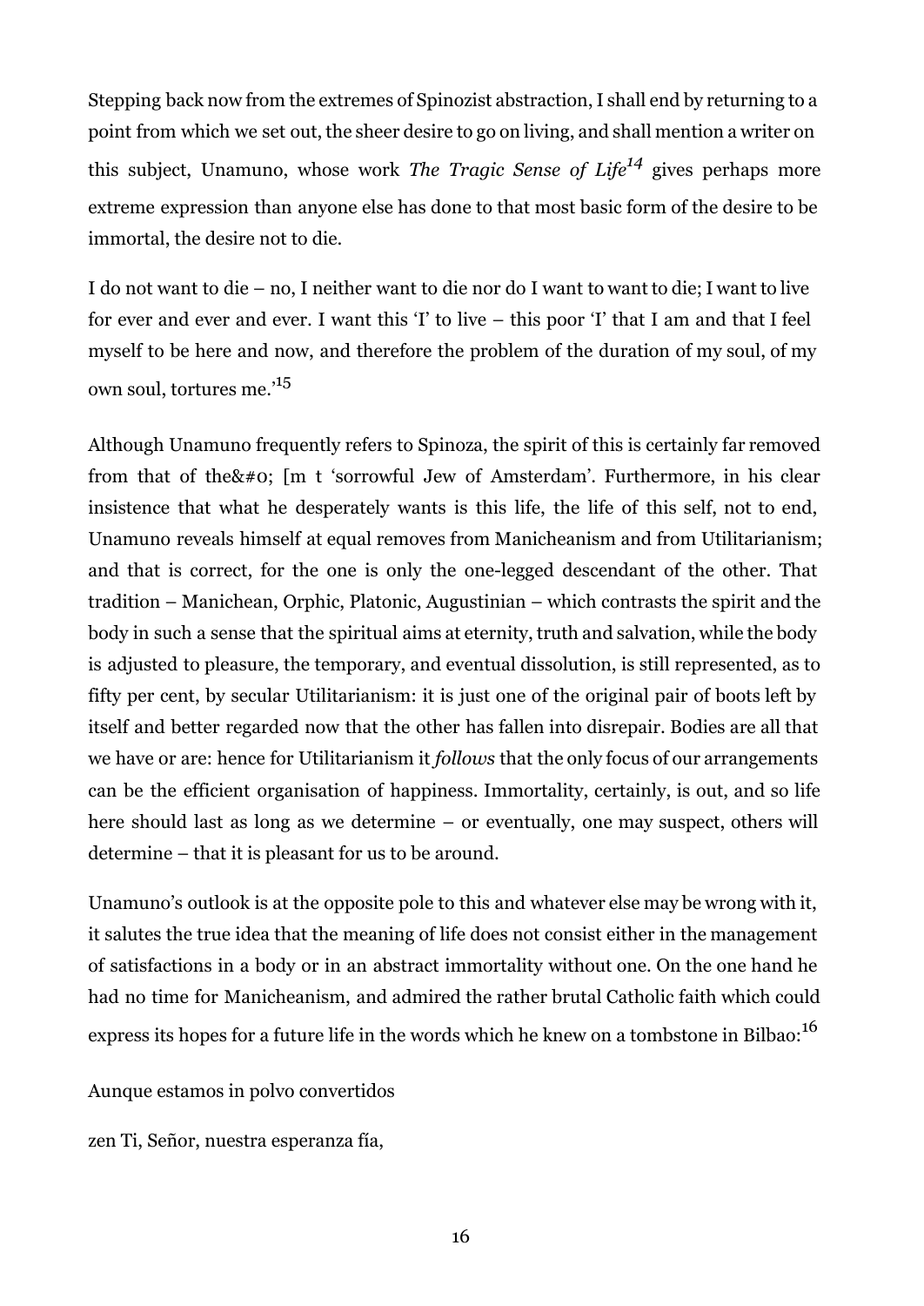Stepping back now from the extremes of Spinozist abstraction, I shall end by returning to a point from which we set out, the sheer desire to go on living, and shall mention a writer on this subject, Unamuno, whose work *The Tragic Sense of Life*[14] gives perhaps more extreme expression than anyone else has done to that most basic form of the desire to be immortal, the desire not to die.

I do not want to die – no, I neither want to die nor do I want to want to die; I want to live for ever and ever and ever. I want this 'I' to live – this poor 'I' that I am and that I feel myself to be here and now, and therefore the problem of the duration of my soul, of my own soul, tortures me.'[15]

Although Unamuno frequently refers to Spinoza, the spirit of this is certainly far removed from that of the&#0; [m t 'sorrowful Jew of Amsterdam'. Furthermore, in his clear insistence that what he desperately wants is this life, the life of this self, not to end, Unamuno reveals himself at equal removes from Manicheanism and from Utilitarianism; and that is correct, for the one is only the one-legged descendant of the other. That tradition – Manichean, Orphic, Platonic, Augustinian – which contrasts the spirit and the body in such a sense that the spiritual aims at eternity, truth and salvation, while the body is adjusted to pleasure, the temporary, and eventual dissolution, is still represented, as to fifty per cent, by secular Utilitarianism: it is just one of the original pair of boots left by itself and better regarded now that the other has fallen into disrepair. Bodies are all that we have or are: hence for Utilitarianism it *follows* that the only focus of our arrangements can be the efficient organisation of happiness. Immortality, certainly, is out, and so life here should last as long as we determine – or eventually, one may suspect, others will determine – that it is pleasant for us to be around.

Unamuno's outlook is at the opposite pole to this and whatever else may be wrong with it, it salutes the true idea that the meaning of life does not consist either in the management of satisfactions in a body or in an abstract immortality without one. On the one hand he had no time for Manicheanism, and admired the rather brutal Catholic faith which could express its hopes for a future life in the words which he knew on a tombstone in Bilbao:[16]

Aunque estamos in polvo convertidos

zen Ti, Señor, nuestra esperanza fía,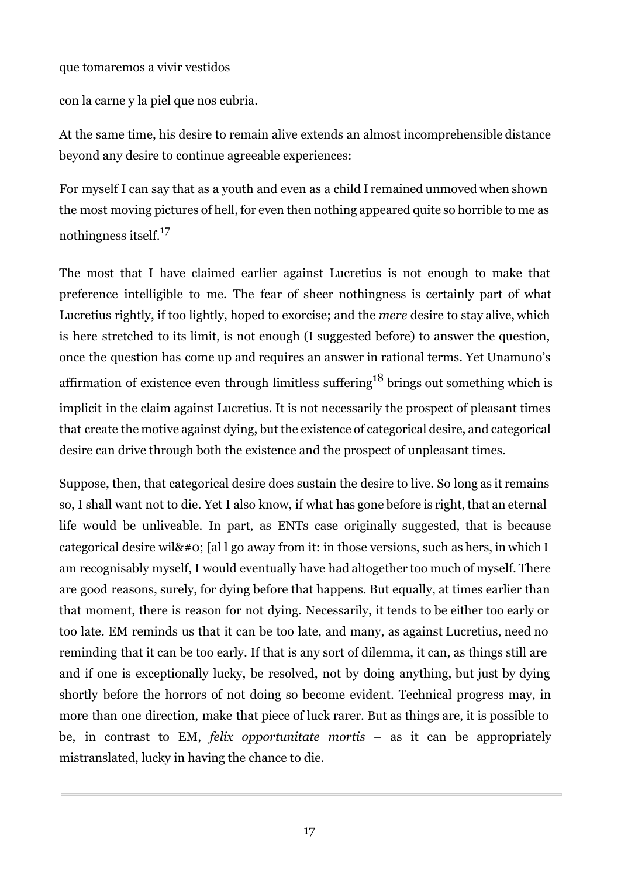que tomaremos a vivir vestidos

con la carne y la piel que nos cubria.

At the same time, his desire to remain alive extends an almost incomprehensible distance beyond any desire to continue agreeable experiences:

For myself I can say that as a youth and even as a child I remained unmoved when shown the most moving pictures of hell, for even then nothing appeared quite so horrible to me as nothingness itself.[17]

The most that I have claimed earlier against Lucretius is not enough to make that preference intelligible to me. The fear of sheer nothingness is certainly part of what Lucretius rightly, if too lightly, hoped to exorcise; and the *mere* desire to stay alive, which is here stretched to its limit, is not enough (I suggested before) to answer the question, once the question has come up and requires an answer in rational terms. Yet Unamuno's affirmation of existence even through limitless suffering[18] brings out something which is implicit in the claim against Lucretius. It is not necessarily the prospect of pleasant times that create the motive against dying, but the existence of categorical desire, and categorical desire can drive through both the existence and the prospect of unpleasant times.

Suppose, then, that categorical desire does sustain the desire to live. So long as it remains so, I shall want not to die. Yet I also know, if what has gone before is right, that an eternal life would be unliveable. In part, as ENTs case originally suggested, that is because categorical desire wil&#0; [al l go away from it: in those versions, such as hers, in which I am recognisably myself, I would eventually have had altogether too much of myself. There are good reasons, surely, for dying before that happens. But equally, at times earlier than that moment, there is reason for not dying. Necessarily, it tends to be either too early or too late. EM reminds us that it can be too late, and many, as against Lucretius, need no reminding that it can be too early. If that is any sort of dilemma, it can, as things still are and if one is exceptionally lucky, be resolved, not by doing anything, but just by dying shortly before the horrors of not doing so become evident. Technical progress may, in more than one direction, make that piece of luck rarer. But as things are, it is possible to be, in contrast to EM, *felix opportunitate mortis* – as it can be appropriately mistranslated, lucky in having the chance to die.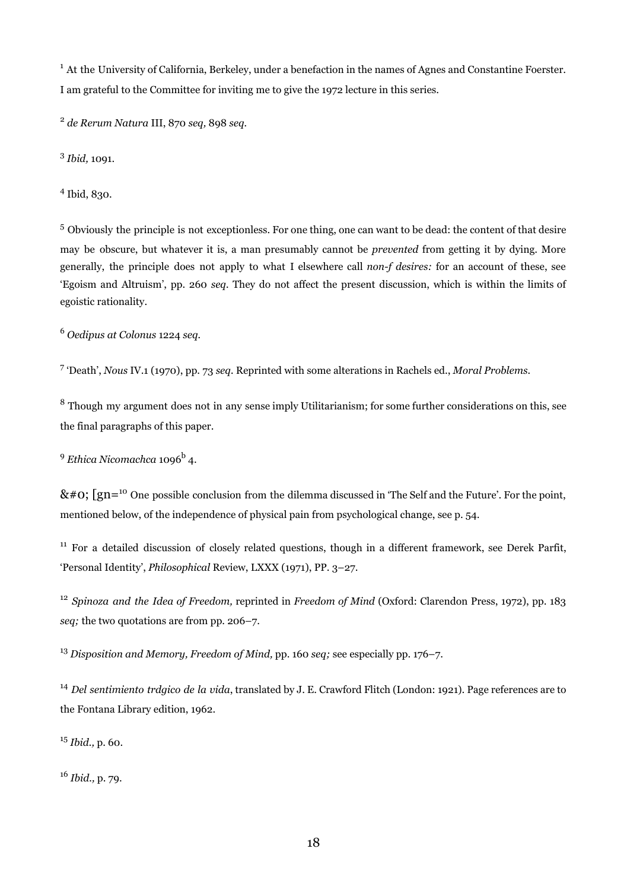[1] At the University of California, Berkeley, under a benefaction in the names of Agnes and Constantine Foerster. I am grateful to the Committee for inviting me to give the 1972 lecture in this series.

[2] *de Rerum Natura* III, 870 *seq,* 898 *seq.*

[3] *Ibid,* 1091.

[4] Ibid, 830.

[5] Obviously the principle is not exceptionless. For one thing, one can want to be dead: the content of that desire may be obscure, but whatever it is, a man presumably cannot be *prevented* from getting it by dying. More generally, the principle does not apply to what I elsewhere call *non-f desires:* for an account of these, see 'Egoism and Altruism', pp. 260 *seq*. They do not affect the present discussion, which is within the limits of egoistic rationality.

[6] *Oedipus at Colonus* 1224 *seq.*

[7] 'Death', *Nous* IV.1 (1970), pp. 73 *seq*. Reprinted with some alterations in Rachels ed., *Moral Problems.*

[8] Though my argument does not in any sense imply Utilitarianism; for some further considerations on this, see the final paragraphs of this paper.

[9] *Ethica Nicomachca* 1096$^{b}$ 4.

&#0; [gn=[10] One possible conclusion from the dilemma discussed in 'The Self and the Future'. For the point, mentioned below, of the independence of physical pain from psychological change, see p. 54.

[11] For a detailed discussion of closely related questions, though in a different framework, see Derek Parfit, 'Personal Identity', *Philosophical* Review, LXXX (1971), PP. 3–27.

[12] *Spinoza and the Idea of Freedom,* reprinted in *Freedom of Mind* (Oxford: Clarendon Press, 1972), pp. 183 *seq;* the two quotations are from pp. 206–7.

[13] *Disposition and Memory, Freedom of Mind,* pp. 160 *seq;* see especially pp. 176–7.

[14] *Del sentimiento trdgico de la vida*, translated by J. E. Crawford Flitch (London: 1921). Page references are to the Fontana Library edition, 1962.

[15] *Ibid.,* p. 60.

[16] *Ibid.,* p. 79.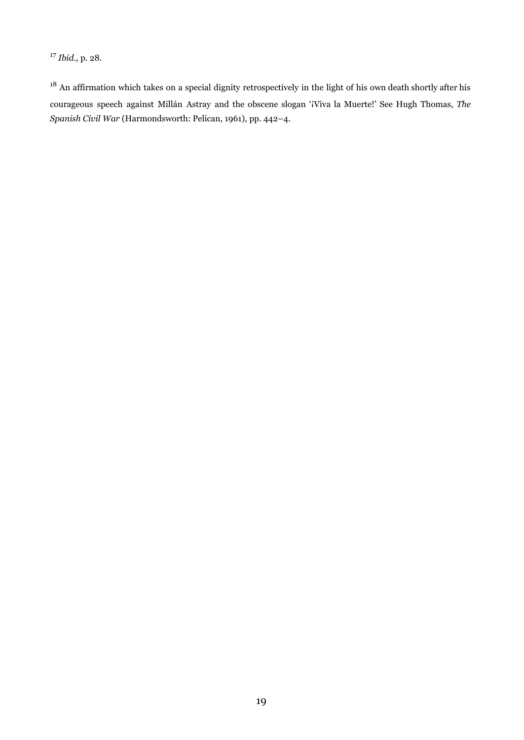[17] *Ibid.,* p. 28.

[18] An affirmation which takes on a special dignity retrospectively in the light of his own death shortly after his courageous speech against Millán Astray and the obscene slogan '¡Viva la Muerte!' See Hugh Thomas, *The Spanish Civil War* (Harmondsworth: Pelican, 1961), pp. 442–4.